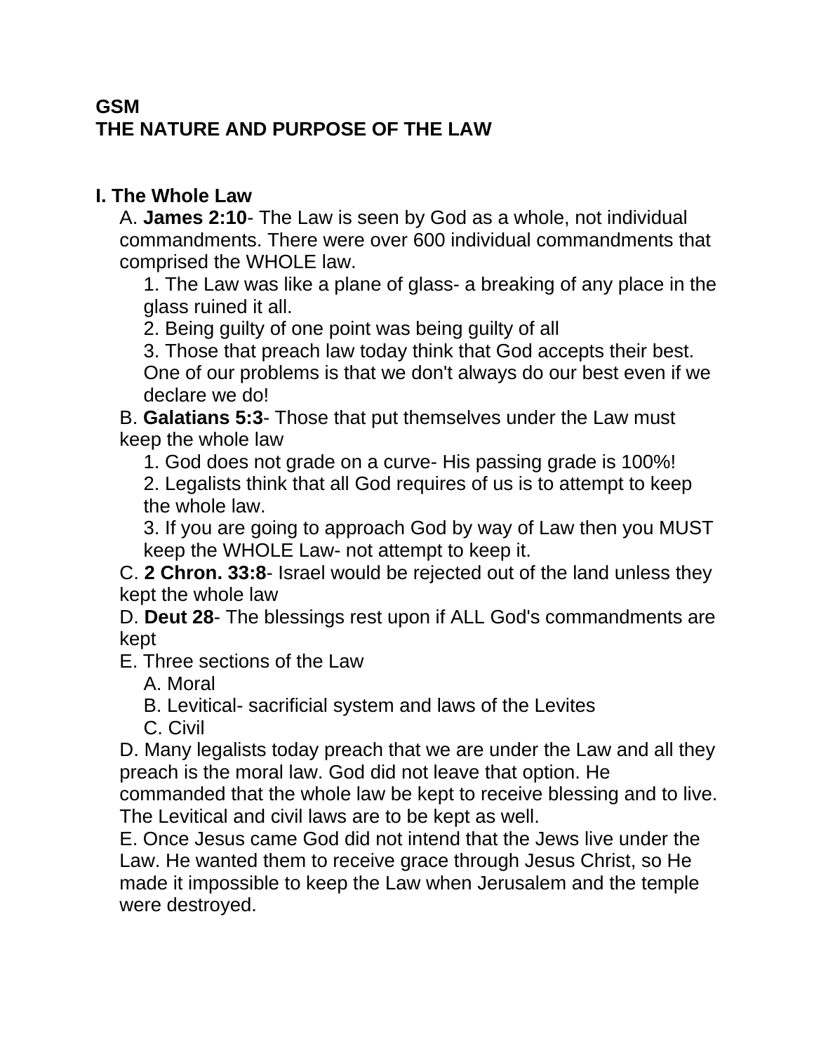**GSM**
**THE NATURE AND PURPOSE OF THE LAW**

## I. The Whole Law

A. **James 2:10**- The Law is seen by God as a whole, not individual commandments. There were over 600 individual commandments that comprised the WHOLE law.

1. The Law was like a plane of glass- a breaking of any place in the glass ruined it all.
2. Being guilty of one point was being guilty of all
3. Those that preach law today think that God accepts their best. One of our problems is that we don't always do our best even if we declare we do!

B. **Galatians 5:3**- Those that put themselves under the Law must keep the whole law

1. God does not grade on a curve- His passing grade is 100%!
2. Legalists think that all God requires of us is to attempt to keep the whole law.
3. If you are going to approach God by way of Law then you MUST keep the WHOLE Law- not attempt to keep it.

C. **2 Chron. 33:8**- Israel would be rejected out of the land unless they kept the whole law

D. **Deut 28**- The blessings rest upon if ALL God's commandments are kept

E. Three sections of the Law

A. Moral
B. Levitical- sacrificial system and laws of the Levites
C. Civil

D. Many legalists today preach that we are under the Law and all they preach is the moral law. God did not leave that option. He commanded that the whole law be kept to receive blessing and to live. The Levitical and civil laws are to be kept as well.

E. Once Jesus came God did not intend that the Jews live under the Law. He wanted them to receive grace through Jesus Christ, so He made it impossible to keep the Law when Jerusalem and the temple were destroyed.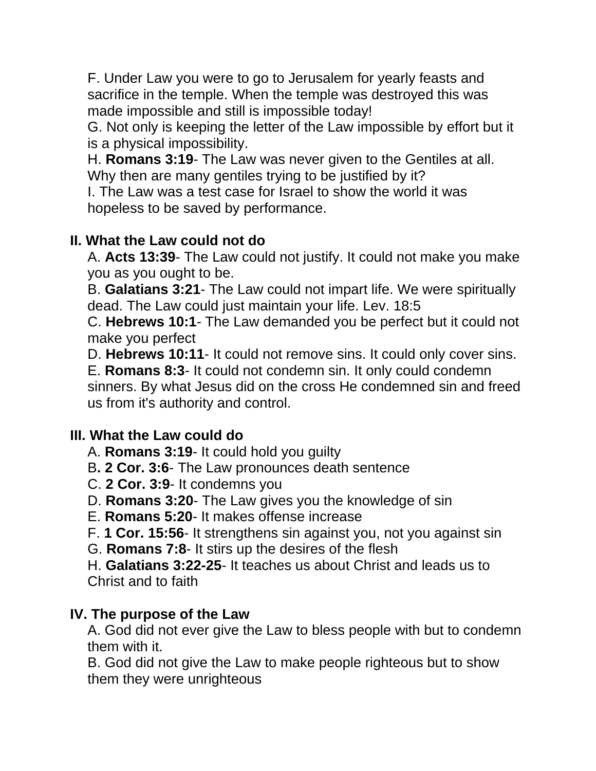F. Under Law you were to go to Jerusalem for yearly feasts and sacrifice in the temple. When the temple was destroyed this was made impossible and still is impossible today!

G. Not only is keeping the letter of the Law impossible by effort but it is a physical impossibility.

H. **Romans 3:19**- The Law was never given to the Gentiles at all. Why then are many gentiles trying to be justified by it?

I. The Law was a test case for Israel to show the world it was hopeless to be saved by performance.

## II. What the Law could not do

A. **Acts 13:39**- The Law could not justify. It could not make you make you as you ought to be.

B. **Galatians 3:21**- The Law could not impart life. We were spiritually dead. The Law could just maintain your life. Lev. 18:5

C. **Hebrews 10:1**- The Law demanded you be perfect but it could not make you perfect

D. **Hebrews 10:11**- It could not remove sins. It could only cover sins.

E. **Romans 8:3**- It could not condemn sin. It only could condemn sinners. By what Jesus did on the cross He condemned sin and freed us from it's authority and control.

## III. What the Law could do

A. **Romans 3:19**- It could hold you guilty

B**. 2 Cor. 3:6**- The Law pronounces death sentence

C. **2 Cor. 3:9**- It condemns you

D. **Romans 3:20**- The Law gives you the knowledge of sin

E. **Romans 5:20**- It makes offense increase

F. **1 Cor. 15:56**- It strengthens sin against you, not you against sin

G. **Romans 7:8**- It stirs up the desires of the flesh

H. **Galatians 3:22-25**- It teaches us about Christ and leads us to Christ and to faith

## IV. The purpose of the Law

A. God did not ever give the Law to bless people with but to condemn them with it.

B. God did not give the Law to make people righteous but to show them they were unrighteous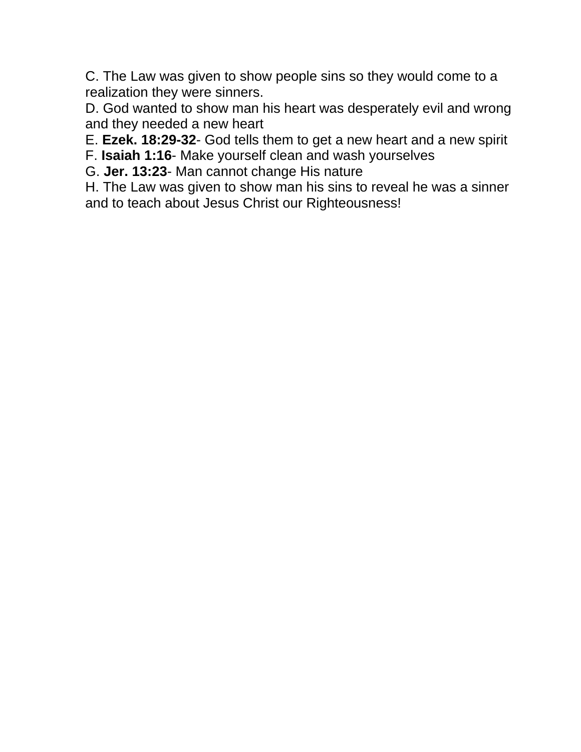C. The Law was given to show people sins so they would come to a realization they were sinners.

D. God wanted to show man his heart was desperately evil and wrong and they needed a new heart

E. **Ezek. 18:29-32**- God tells them to get a new heart and a new spirit

F. **Isaiah 1:16**- Make yourself clean and wash yourselves

G. **Jer. 13:23**- Man cannot change His nature

H. The Law was given to show man his sins to reveal he was a sinner and to teach about Jesus Christ our Righteousness!